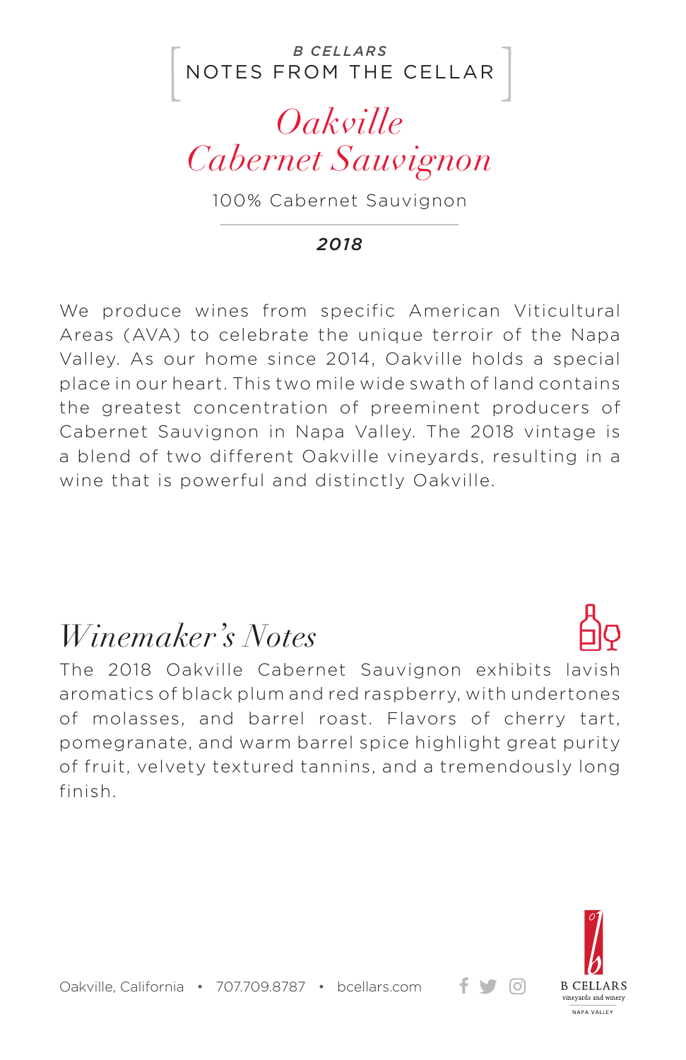*B CELLARS*

NOTES FROM THE CELLAR

# Oakville Cabernet Sauvignon

100% Cabernet Sauvignon

***2018***

We produce wines from specific American Viticultural Areas (AVA) to celebrate the unique terroir of the Napa Valley. As our home since 2014, Oakville holds a special place in our heart. This two mile wide swath of land contains the greatest concentration of preeminent producers of Cabernet Sauvignon in Napa Valley. The 2018 vintage is a blend of two different Oakville vineyards, resulting in a wine that is powerful and distinctly Oakville.

## Winemaker's Notes

The 2018 Oakville Cabernet Sauvignon exhibits lavish aromatics of black plum and red raspberry, with undertones of molasses, and barrel roast. Flavors of cherry tart, pomegranate, and warm barrel spice highlight great purity of fruit, velvety textured tannins, and a tremendously long finish.

Oakville, California • 707.709.8787 • bcellars.com

B CELLARS
vineyards and winery
NAPA VALLEY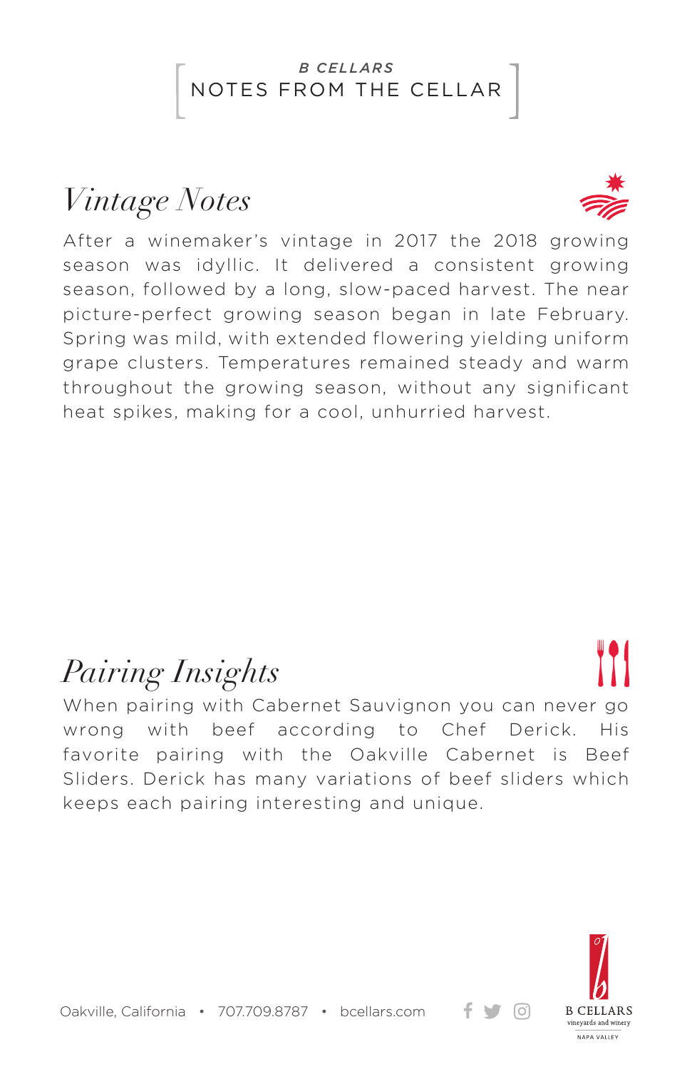B CELLARS
# NOTES FROM THE CELLAR

## *Vintage Notes*

After a winemaker's vintage in 2017 the 2018 growing season was idyllic. It delivered a consistent growing season, followed by a long, slow-paced harvest. The near picture-perfect growing season began in late February. Spring was mild, with extended flowering yielding uniform grape clusters. Temperatures remained steady and warm throughout the growing season, without any significant heat spikes, making for a cool, unhurried harvest.

## *Pairing Insights*

When pairing with Cabernet Sauvignon you can never go wrong with beef according to Chef Derick. His favorite pairing with the Oakville Cabernet is Beef Sliders. Derick has many variations of beef sliders which keeps each pairing interesting and unique.

Oakville, California • 707.709.8787 • bcellars.com

B CELLARS
vineyards and winery
NAPA VALLEY